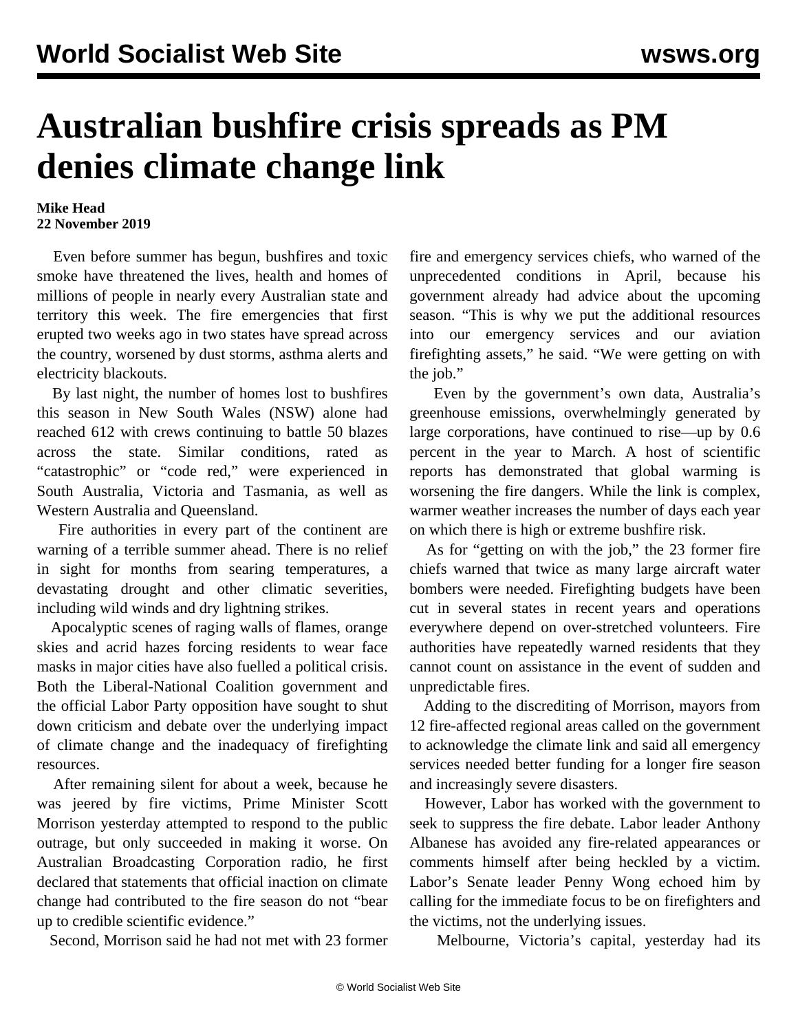# Australian bushfire crisis spreads as PM denies climate change link

**Mike Head**
**22 November 2019**

Even before summer has begun, bushfires and toxic smoke have threatened the lives, health and homes of millions of people in nearly every Australian state and territory this week. The fire emergencies that first erupted two weeks ago in two states have spread across the country, worsened by dust storms, asthma alerts and electricity blackouts.

By last night, the number of homes lost to bushfires this season in New South Wales (NSW) alone had reached 612 with crews continuing to battle 50 blazes across the state. Similar conditions, rated as "catastrophic" or "code red," were experienced in South Australia, Victoria and Tasmania, as well as Western Australia and Queensland.

Fire authorities in every part of the continent are warning of a terrible summer ahead. There is no relief in sight for months from searing temperatures, a devastating drought and other climatic severities, including wild winds and dry lightning strikes.

Apocalyptic scenes of raging walls of flames, orange skies and acrid hazes forcing residents to wear face masks in major cities have also fuelled a political crisis. Both the Liberal-National Coalition government and the official Labor Party opposition have sought to shut down criticism and debate over the underlying impact of climate change and the inadequacy of firefighting resources.

After remaining silent for about a week, because he was jeered by fire victims, Prime Minister Scott Morrison yesterday attempted to respond to the public outrage, but only succeeded in making it worse. On Australian Broadcasting Corporation radio, he first declared that statements that official inaction on climate change had contributed to the fire season do not "bear up to credible scientific evidence."

Second, Morrison said he had not met with 23 former fire and emergency services chiefs, who warned of the unprecedented conditions in April, because his government already had advice about the upcoming season. "This is why we put the additional resources into our emergency services and our aviation firefighting assets," he said. "We were getting on with the job."

Even by the government's own data, Australia's greenhouse emissions, overwhelmingly generated by large corporations, have continued to rise—up by 0.6 percent in the year to March. A host of scientific reports has demonstrated that global warming is worsening the fire dangers. While the link is complex, warmer weather increases the number of days each year on which there is high or extreme bushfire risk.

As for "getting on with the job," the 23 former fire chiefs warned that twice as many large aircraft water bombers were needed. Firefighting budgets have been cut in several states in recent years and operations everywhere depend on over-stretched volunteers. Fire authorities have repeatedly warned residents that they cannot count on assistance in the event of sudden and unpredictable fires.

Adding to the discrediting of Morrison, mayors from 12 fire-affected regional areas called on the government to acknowledge the climate link and said all emergency services needed better funding for a longer fire season and increasingly severe disasters.

However, Labor has worked with the government to seek to suppress the fire debate. Labor leader Anthony Albanese has avoided any fire-related appearances or comments himself after being heckled by a victim. Labor's Senate leader Penny Wong echoed him by calling for the immediate focus to be on firefighters and the victims, not the underlying issues.

Melbourne, Victoria's capital, yesterday had its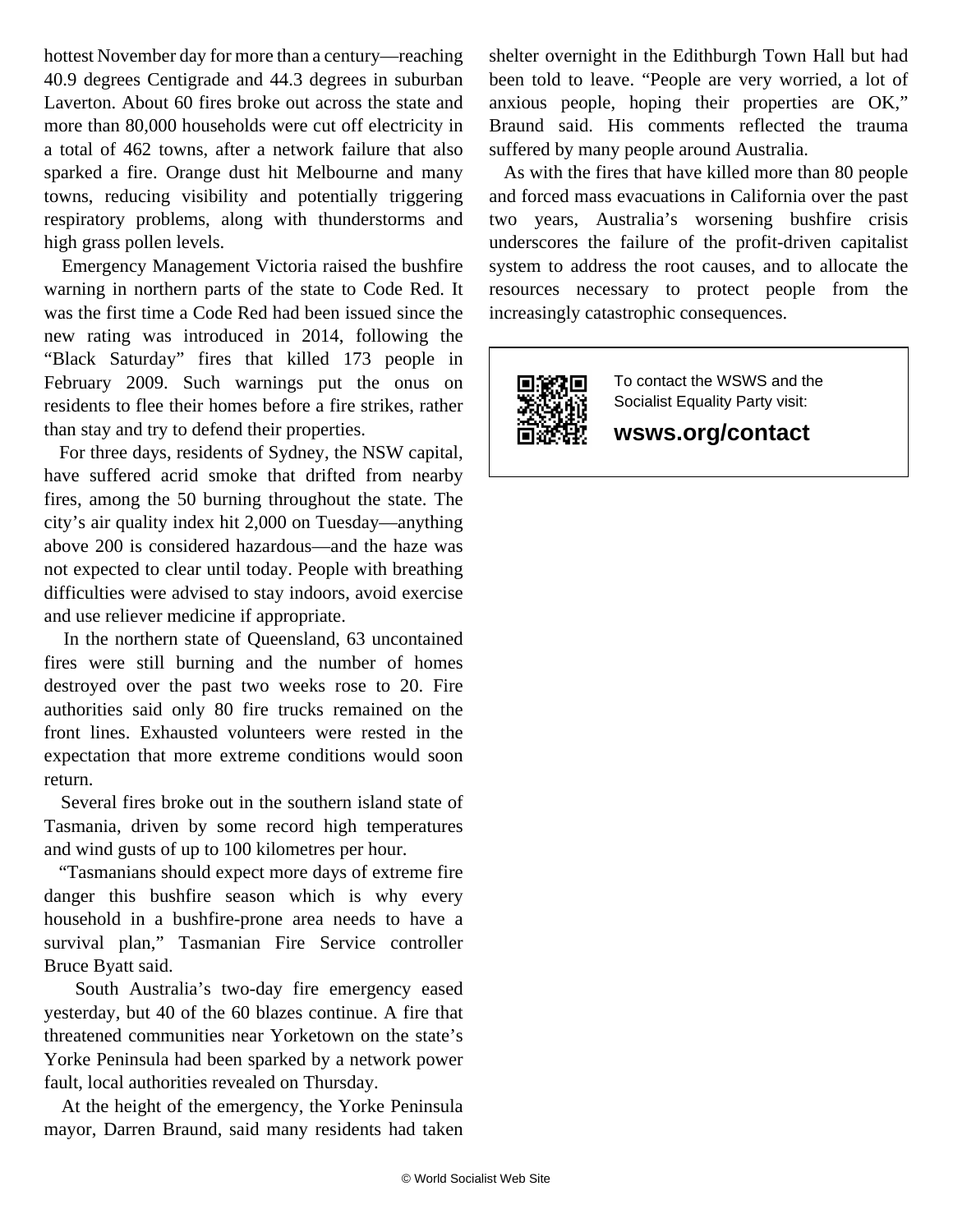hottest November day for more than a century—reaching 40.9 degrees Centigrade and 44.3 degrees in suburban Laverton. About 60 fires broke out across the state and more than 80,000 households were cut off electricity in a total of 462 towns, after a network failure that also sparked a fire. Orange dust hit Melbourne and many towns, reducing visibility and potentially triggering respiratory problems, along with thunderstorms and high grass pollen levels.

Emergency Management Victoria raised the bushfire warning in northern parts of the state to Code Red. It was the first time a Code Red had been issued since the new rating was introduced in 2014, following the "Black Saturday" fires that killed 173 people in February 2009. Such warnings put the onus on residents to flee their homes before a fire strikes, rather than stay and try to defend their properties.

For three days, residents of Sydney, the NSW capital, have suffered acrid smoke that drifted from nearby fires, among the 50 burning throughout the state. The city's air quality index hit 2,000 on Tuesday—anything above 200 is considered hazardous—and the haze was not expected to clear until today. People with breathing difficulties were advised to stay indoors, avoid exercise and use reliever medicine if appropriate.

In the northern state of Queensland, 63 uncontained fires were still burning and the number of homes destroyed over the past two weeks rose to 20. Fire authorities said only 80 fire trucks remained on the front lines. Exhausted volunteers were rested in the expectation that more extreme conditions would soon return.

Several fires broke out in the southern island state of Tasmania, driven by some record high temperatures and wind gusts of up to 100 kilometres per hour.

"Tasmanians should expect more days of extreme fire danger this bushfire season which is why every household in a bushfire-prone area needs to have a survival plan," Tasmanian Fire Service controller Bruce Byatt said.

South Australia's two-day fire emergency eased yesterday, but 40 of the 60 blazes continue. A fire that threatened communities near Yorketown on the state's Yorke Peninsula had been sparked by a network power fault, local authorities revealed on Thursday.

At the height of the emergency, the Yorke Peninsula mayor, Darren Braund, said many residents had taken shelter overnight in the Edithburgh Town Hall but had been told to leave. "People are very worried, a lot of anxious people, hoping their properties are OK," Braund said. His comments reflected the trauma suffered by many people around Australia.

As with the fires that have killed more than 80 people and forced mass evacuations in California over the past two years, Australia's worsening bushfire crisis underscores the failure of the profit-driven capitalist system to address the root causes, and to allocate the resources necessary to protect people from the increasingly catastrophic consequences.

To contact the WSWS and the Socialist Equality Party visit:

**wsws.org/contact**